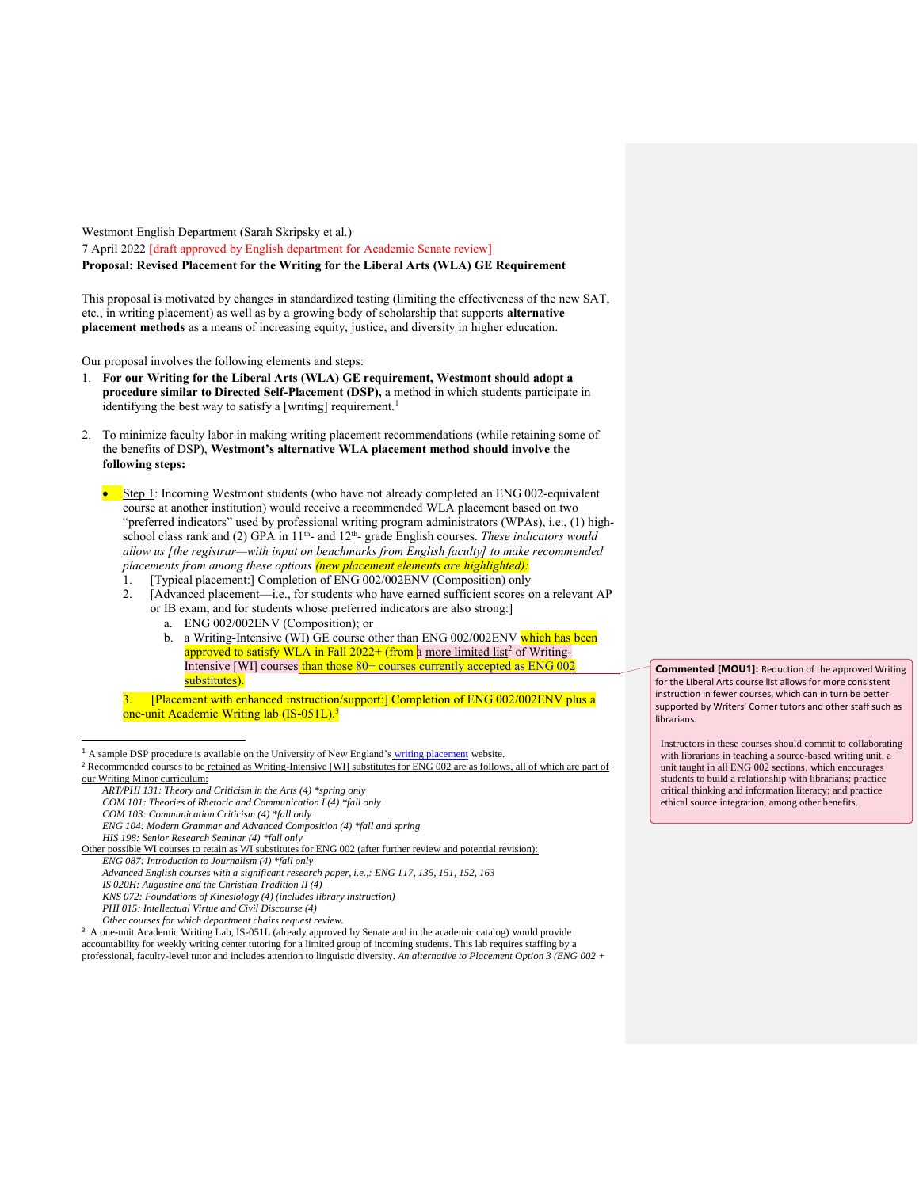Westmont English Department (Sarah Skripsky et al.)

7 April 2022 [draft approved by English department for Academic Senate review]

**Proposal: Revised Placement for the Writing for the Liberal Arts (WLA) GE Requirement**

This proposal is motivated by changes in standardized testing (limiting the effectiveness of the new SAT, etc., in writing placement) as well as by a growing body of scholarship that supports **alternative placement methods** as a means of increasing equity, justice, and diversity in higher education.

Our proposal involves the following elements and steps:

1. **For our Writing for the Liberal Arts (WLA) GE requirement, Westmont should adopt a procedure similar to Directed Self-Placement (DSP),** a method in which students participate in identifying the best way to satisfy a [writing] requirement.[1]

2. To minimize faculty labor in making writing placement recommendations (while retaining some of the benefits of DSP), **Westmont's alternative WLA placement method should involve the following steps:**

   - Step 1: Incoming Westmont students (who have not already completed an ENG 002-equivalent course at another institution) would receive a recommended WLA placement based on two "preferred indicators" used by professional writing program administrators (WPAs), i.e., (1) high-school class rank and (2) GPA in 11th- and 12th- grade English courses. *These indicators would allow us [the registrar—with input on benchmarks from English faculty] to make recommended placements from among these options (new placement elements are highlighted):*
     1. [Typical placement:] Completion of ENG 002/002ENV (Composition) only
     2. [Advanced placement—i.e., for students who have earned sufficient scores on a relevant AP or IB exam, and for students whose preferred indicators are also strong:]
        a. ENG 002/002ENV (Composition); or
        b. a Writing-Intensive (WI) GE course other than ENG 002/002ENV which has been approved to satisfy WLA in Fall 2022+ (from a more limited list[2] of Writing-Intensive [WI] courses than those 80+ courses currently accepted as ENG 002 substitutes).
     3. [Placement with enhanced instruction/support:] Completion of ENG 002/002ENV plus a one-unit Academic Writing lab (IS-051L).[3]

> **Commented [MOU1]:** Reduction of the approved Writing for the Liberal Arts course list allows for more consistent instruction in fewer courses, which can in turn be better supported by Writers' Corner tutors and other staff such as librarians.
>
> Instructors in these courses should commit to collaborating with librarians in teaching a source-based writing unit, a unit taught in all ENG 002 sections, which encourages students to build a relationship with librarians; practice critical thinking and information literacy; and practice ethical source integration, among other benefits.

---

[1] A sample DSP procedure is available on the University of New England's writing placement website.

[2] Recommended courses to be retained as Writing-Intensive [WI] substitutes for ENG 002 are as follows, all of which are part of our Writing Minor curriculum:

*ART/PHI 131: Theory and Criticism in the Arts (4) \*spring only*
*COM 101: Theories of Rhetoric and Communication I (4) \*fall only*
*COM 103: Communication Criticism (4) \*fall only*
*ENG 104: Modern Grammar and Advanced Composition (4) \*fall and spring*
*HIS 198: Senior Research Seminar (4) \*fall only*

Other possible WI courses to retain as WI substitutes for ENG 002 (after further review and potential revision):

*ENG 087: Introduction to Journalism (4) \*fall only*
*Advanced English courses with a significant research paper, i.e.,: ENG 117, 135, 151, 152, 163*
*IS 020H: Augustine and the Christian Tradition II (4)*
*KNS 072: Foundations of Kinesiology (4) (includes library instruction)*
*PHI 015: Intellectual Virtue and Civil Discourse (4)*
*Other courses for which department chairs request review.*

[3] A one-unit Academic Writing Lab, IS-051L (already approved by Senate and in the academic catalog) would provide accountability for weekly writing center tutoring for a limited group of incoming students. This lab requires staffing by a professional, faculty-level tutor and includes attention to linguistic diversity. *An alternative to Placement Option 3 (ENG 002 +*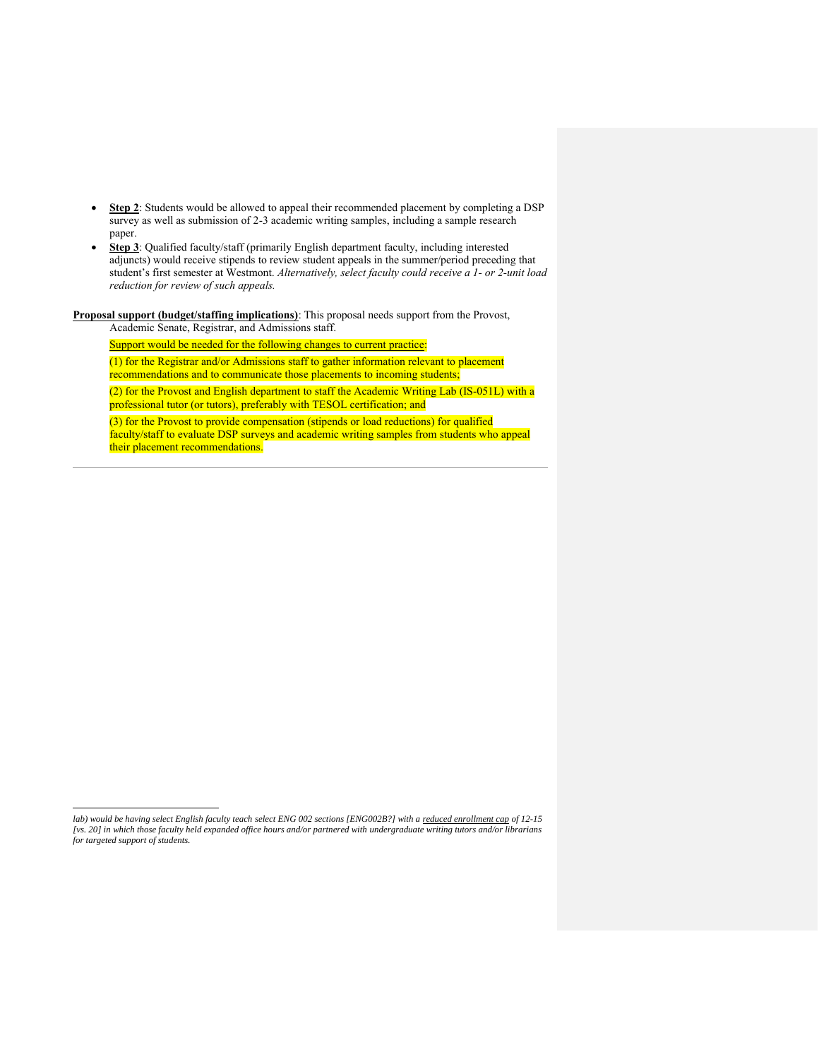- **Step 2**: Students would be allowed to appeal their recommended placement by completing a DSP survey as well as submission of 2-3 academic writing samples, including a sample research paper.
- **Step 3**: Qualified faculty/staff (primarily English department faculty, including interested adjuncts) would receive stipends to review student appeals in the summer/period preceding that student's first semester at Westmont. *Alternatively, select faculty could receive a 1- or 2-unit load reduction for review of such appeals.*

**Proposal support (budget/staffing implications)**: This proposal needs support from the Provost, Academic Senate, Registrar, and Admissions staff.

Support would be needed for the following changes to current practice:

(1) for the Registrar and/or Admissions staff to gather information relevant to placement recommendations and to communicate those placements to incoming students;

(2) for the Provost and English department to staff the Academic Writing Lab (IS-051L) with a professional tutor (or tutors), preferably with TESOL certification; and

(3) for the Provost to provide compensation (stipends or load reductions) for qualified faculty/staff to evaluate DSP surveys and academic writing samples from students who appeal their placement recommendations.

---

*lab) would be having select English faculty teach select ENG 002 sections [ENG002B?] with a reduced enrollment cap of 12-15 [vs. 20] in which those faculty held expanded office hours and/or partnered with undergraduate writing tutors and/or librarians for targeted support of students.*